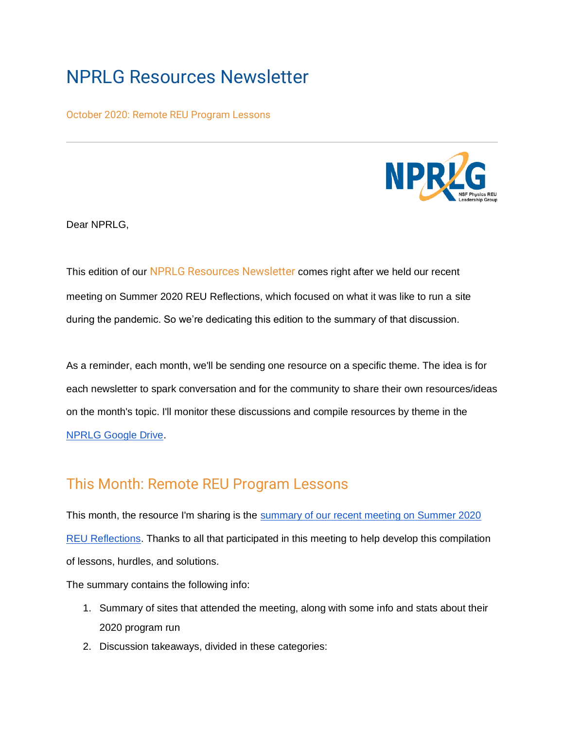# NPRLG Resources Newsletter

October 2020: Remote REU Program Lessons

---

Dear NPRLG,

This edition of our NPRLG Resources Newsletter comes right after we held our recent meeting on Summer 2020 REU Reflections, which focused on what it was like to run a site during the pandemic. So we're dedicating this edition to the summary of that discussion.

As a reminder, each month, we'll be sending one resource on a specific theme. The idea is for each newsletter to spark conversation and for the community to share their own resources/ideas on the month's topic. I'll monitor these discussions and compile resources by theme in the [NPRLG Google Drive](NPRLG Google Drive).

## This Month: Remote REU Program Lessons

This month, the resource I'm sharing is the [summary of our recent meeting on Summer 2020 REU Reflections](summary of our recent meeting on Summer 2020 REU Reflections). Thanks to all that participated in this meeting to help develop this compilation of lessons, hurdles, and solutions.

The summary contains the following info:

1. Summary of sites that attended the meeting, along with some info and stats about their 2020 program run
2. Discussion takeaways, divided in these categories: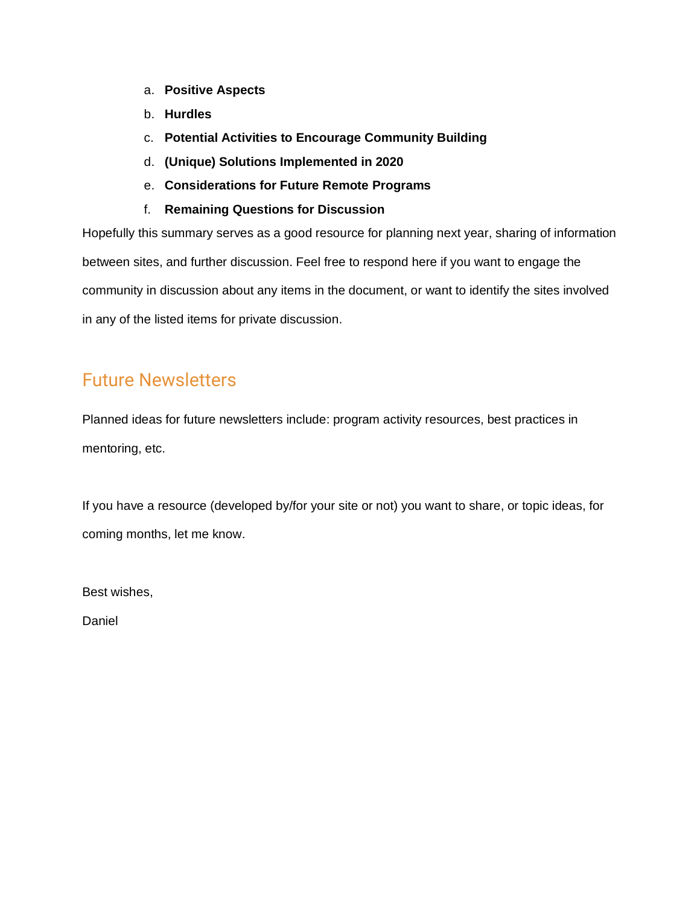a. **Positive Aspects**
b. **Hurdles**
c. **Potential Activities to Encourage Community Building**
d. **(Unique) Solutions Implemented in 2020**
e. **Considerations for Future Remote Programs**
f. **Remaining Questions for Discussion**

Hopefully this summary serves as a good resource for planning next year, sharing of information between sites, and further discussion. Feel free to respond here if you want to engage the community in discussion about any items in the document, or want to identify the sites involved in any of the listed items for private discussion.

## Future Newsletters

Planned ideas for future newsletters include: program activity resources, best practices in mentoring, etc.

If you have a resource (developed by/for your site or not) you want to share, or topic ideas, for coming months, let me know.

Best wishes,

Daniel